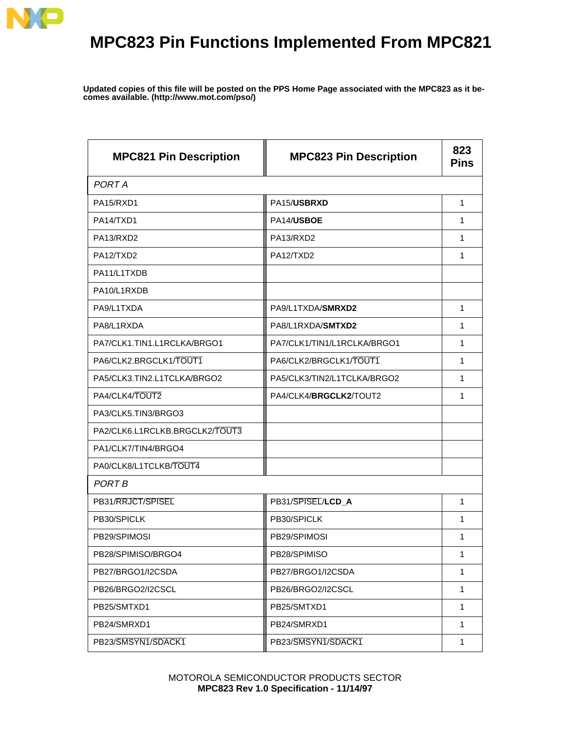# MPC823 Pin Functions Implemented From MPC821

**Updated copies of this file will be posted on the PPS Home Page associated with the MPC823 as it becomes available. (http://www.mot.com/psol/)**

| MPC821 Pin Description | MPC823 Pin Description | 823 Pins |
|---|---|---|
| *PORT A* | | |
| PA15/RXD1 | PA15/**USBRXD** | 1 |
| PA14/TXD1 | PA14/**USBOE** | 1 |
| PA13/RXD2 | PA13/RXD2 | 1 |
| PA12/TXD2 | PA12/TXD2 | 1 |
| PA11/L1TXDB | | |
| PA10/L1RXDB | | |
| PA9/L1TXDA | PA9/L1TXDA/**SMRXD2** | 1 |
| PA8/L1RXDA | PA8/L1RXDA/**SMTXD2** | 1 |
| PA7/CLK1.TIN1.L1RCLKA/BRGO1 | PA7/CLK1/TIN1/L1RCLKA/BRGO1 | 1 |
| PA6/CLK2.BRGCLK1/$\overline{\text{TOUT1}}$ | PA6/CLK2/BRGCLK1/$\overline{\text{TOUT1}}$ | 1 |
| PA5/CLK3.TIN2.L1TCLKA/BRGO2 | PA5/CLK3/TIN2/L1TCLKA/BRGO2 | 1 |
| PA4/CLK4/$\overline{\text{TOUT2}}$ | PA4/CLK4/**BRGCLK2**/TOUT2 | 1 |
| PA3/CLK5.TIN3/BRGO3 | | |
| PA2/CLK6.L1RCLKB.BRGCLK2/$\overline{\text{TOUT3}}$ | | |
| PA1/CLK7/TIN4/BRGO4 | | |
| PA0/CLK8/L1TCLKB/$\overline{\text{TOUT4}}$ | | |
| *PORT B* | | |
| PB31/$\overline{\text{RRJCT}}$/$\overline{\text{SPISEL}}$ | PB31/$\overline{\text{SPISEL}}$/**LCD_A** | 1 |
| PB30/SPICLK | PB30/SPICLK | 1 |
| PB29/SPIMOSI | PB29/SPIMOSI | 1 |
| PB28/SPIMISO/BRGO4 | PB28/SPIMISO | 1 |
| PB27/BRGO1/I2CSDA | PB27/BRGO1/I2CSDA | 1 |
| PB26/BRGO2/I2CSCL | PB26/BRGO2/I2CSCL | 1 |
| PB25/SMTXD1 | PB25/SMTXD1 | 1 |
| PB24/SMRXD1 | PB24/SMRXD1 | 1 |
| PB23/$\overline{\text{SMSYN1}}$/$\overline{\text{SDACK1}}$ | PB23/$\overline{\text{SMSYN1}}$/$\overline{\text{SDACK1}}$ | 1 |

MOTOROLA SEMICONDUCTOR PRODUCTS SECTOR
**MPC823 Rev 1.0 Specification - 11/14/97**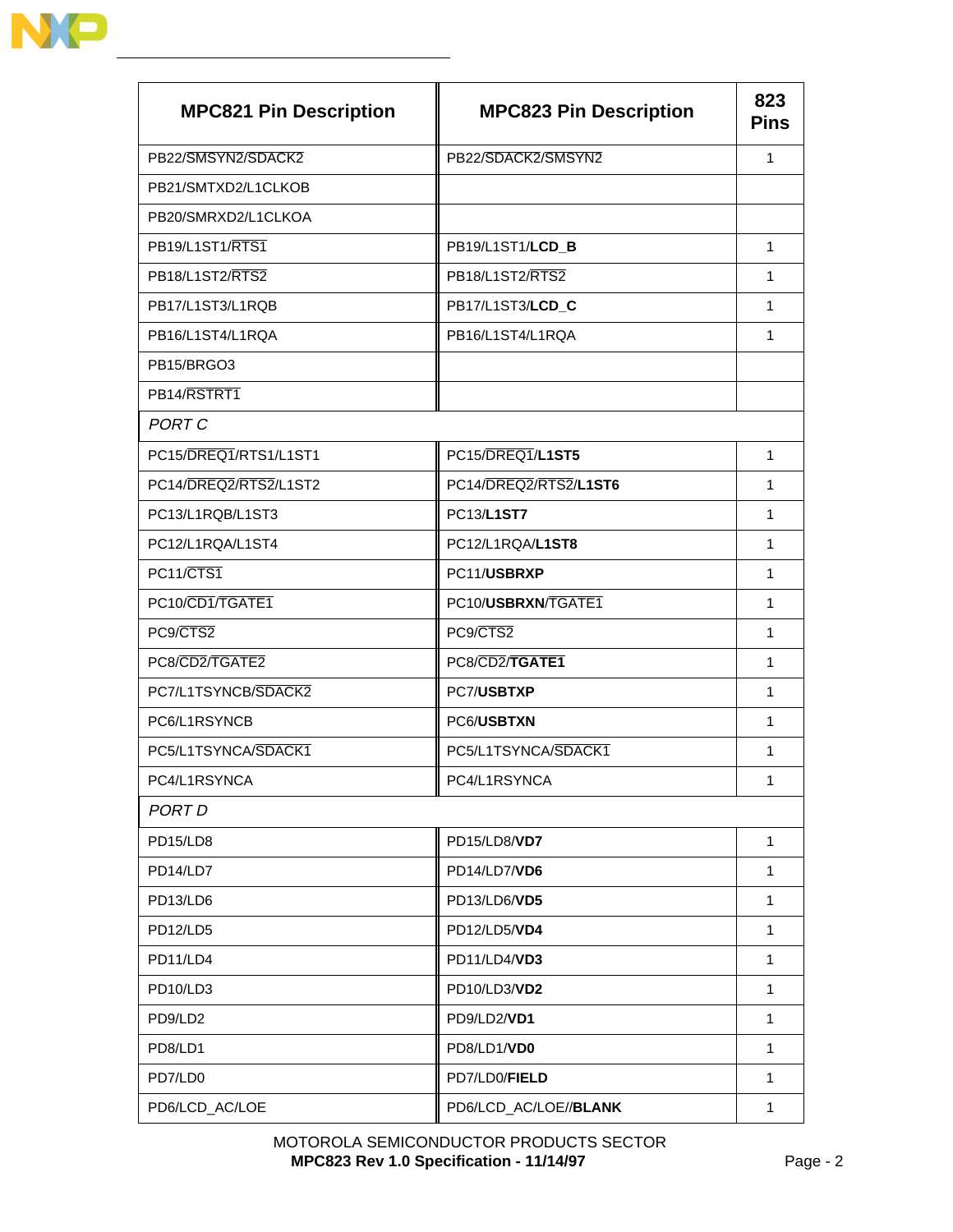| MPC821 Pin Description | MPC823 Pin Description | 823 Pins |
|---|---|---|
| PB22/SMSYN2/SDACK2 | PB22/SDACK2/SMSYN2 | 1 |
| PB21/SMTXD2/L1CLKOB | | |
| PB20/SMRXD2/L1CLKOA | | |
| PB19/L1ST1/RTS1 | PB19/L1ST1/**LCD_B** | 1 |
| PB18/L1ST2/RTS2 | PB18/L1ST2/RTS2 | 1 |
| PB17/L1ST3/L1RQB | PB17/L1ST3/**LCD_C** | 1 |
| PB16/L1ST4/L1RQA | PB16/L1ST4/L1RQA | 1 |
| PB15/BRGO3 | | |
| PB14/RSTRT1 | | |
| *PORT C* | | |
| PC15/DREQ1/RTS1/L1ST1 | PC15/DREQ1/**L1ST5** | 1 |
| PC14/DREQ2/RTS2/L1ST2 | PC14/DREQ2/RTS2/**L1ST6** | 1 |
| PC13/L1RQB/L1ST3 | PC13/**L1ST7** | 1 |
| PC12/L1RQA/L1ST4 | PC12/L1RQA/**L1ST8** | 1 |
| PC11/CTS1 | PC11/**USBRXP** | 1 |
| PC10/CD1/TGATE1 | PC10/**USBRXN**/TGATE1 | 1 |
| PC9/CTS2 | PC9/CTS2 | 1 |
| PC8/CD2/TGATE2 | PC8/CD2/**TGATE1** | 1 |
| PC7/L1TSYNCB/SDACK2 | PC7/**USBTXP** | 1 |
| PC6/L1RSYNCB | PC6/**USBTXN** | 1 |
| PC5/L1TSYNCA/SDACK1 | PC5/L1TSYNCA/SDACK1 | 1 |
| PC4/L1RSYNCA | PC4/L1RSYNCA | 1 |
| *PORT D* | | |
| PD15/LD8 | PD15/LD8/**VD7** | 1 |
| PD14/LD7 | PD14/LD7/**VD6** | 1 |
| PD13/LD6 | PD13/LD6/**VD5** | 1 |
| PD12/LD5 | PD12/LD5/**VD4** | 1 |
| PD11/LD4 | PD11/LD4/**VD3** | 1 |
| PD10/LD3 | PD10/LD3/**VD2** | 1 |
| PD9/LD2 | PD9/LD2/**VD1** | 1 |
| PD8/LD1 | PD8/LD1/**VD0** | 1 |
| PD7/LD0 | PD7/LD0/**FIELD** | 1 |
| PD6/LCD_AC/LOE | PD6/LCD_AC/LOE//**BLANK** | 1 |

MOTOROLA SEMICONDUCTOR PRODUCTS SECTOR
**MPC823 Rev 1.0 Specification - 11/14/97**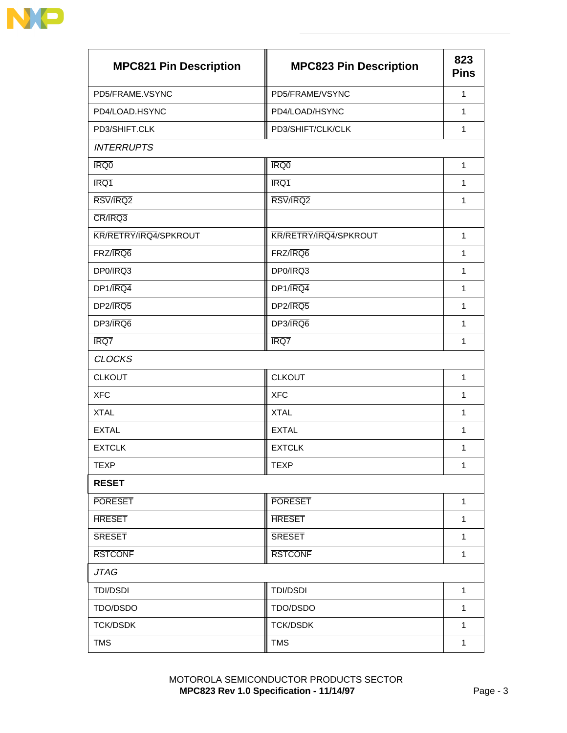| MPC821 Pin Description | MPC823 Pin Description | 823 Pins |
|---|---|---|
| PD5/FRAME.VSYNC | PD5/FRAME/VSYNC | 1 |
| PD4/LOAD.HSYNC | PD4/LOAD/HSYNC | 1 |
| PD3/SHIFT.CLK | PD3/SHIFT/CLK/CLK | 1 |
| *INTERRUPTS* | | |
| $\overline{\text{IRQ0}}$ | $\overline{\text{IRQ0}}$ | 1 |
| $\overline{\text{IRQ1}}$ | $\overline{\text{IRQ1}}$ | 1 |
| $\overline{\text{RSV}}$/$\overline{\text{IRQ2}}$ | $\overline{\text{RSV}}$/$\overline{\text{IRQ2}}$ | 1 |
| $\overline{\text{CR}}$/$\overline{\text{IRQ3}}$ | | |
| $\overline{\text{KR}}$/$\overline{\text{RETRY}}$/$\overline{\text{IRQ4}}$/SPKROUT | $\overline{\text{KR}}$/$\overline{\text{RETRY}}$/$\overline{\text{IRQ4}}$/SPKROUT | 1 |
| FRZ/$\overline{\text{IRQ6}}$ | FRZ/$\overline{\text{IRQ6}}$ | 1 |
| DP0/$\overline{\text{IRQ3}}$ | DP0/$\overline{\text{IRQ3}}$ | 1 |
| DP1/$\overline{\text{IRQ4}}$ | DP1/$\overline{\text{IRQ4}}$ | 1 |
| DP2/$\overline{\text{IRQ5}}$ | DP2/$\overline{\text{IRQ5}}$ | 1 |
| DP3/$\overline{\text{IRQ6}}$ | DP3/$\overline{\text{IRQ6}}$ | 1 |
| $\overline{\text{IRQ7}}$ | $\overline{\text{IRQ7}}$ | 1 |
| *CLOCKS* | | |
| CLKOUT | CLKOUT | 1 |
| XFC | XFC | 1 |
| XTAL | XTAL | 1 |
| EXTAL | EXTAL | 1 |
| EXTCLK | EXTCLK | 1 |
| TEXP | TEXP | 1 |
| **RESET** | | |
| $\overline{\text{PORESET}}$ | $\overline{\text{PORESET}}$ | 1 |
| $\overline{\text{HRESET}}$ | $\overline{\text{HRESET}}$ | 1 |
| $\overline{\text{SRESET}}$ | $\overline{\text{SRESET}}$ | 1 |
| $\overline{\text{RSTCONF}}$ | $\overline{\text{RSTCONF}}$ | 1 |
| *JTAG* | | |
| TDI/DSDI | TDI/DSDI | 1 |
| TDO/DSDO | TDO/DSDO | 1 |
| TCK/DSDK | TCK/DSDK | 1 |
| TMS | TMS | 1 |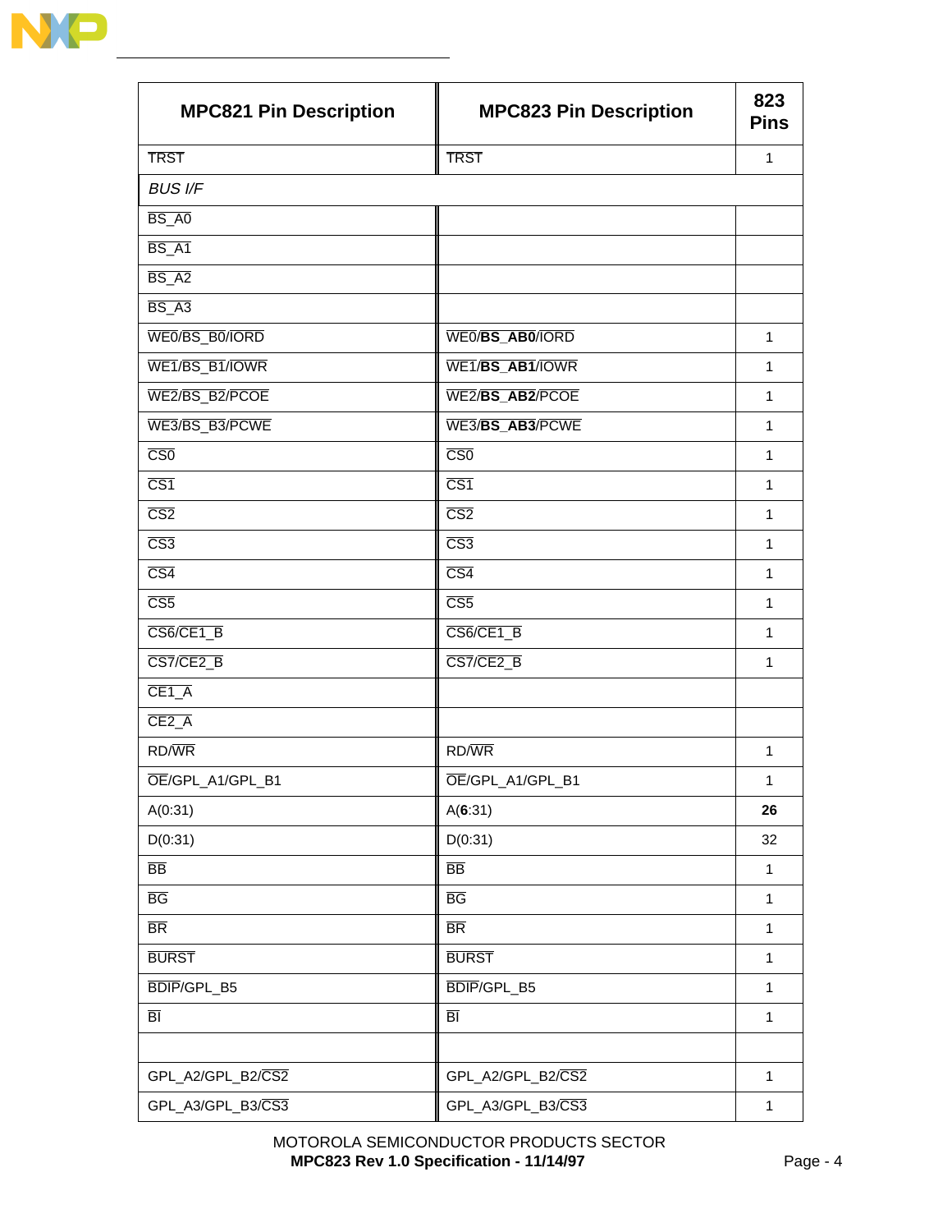| MPC821 Pin Description | MPC823 Pin Description | 823 Pins |
|---|---|---|
| TRST | TRST | 1 |
| *BUS I/F* | | |
| BS_A0 | | |
| BS_A1 | | |
| BS_A2 | | |
| BS_A3 | | |
| WE0/BS_B0/IORD | WE0/**BS_AB0**/IORD | 1 |
| WE1/BS_B1/IOWR | WE1/**BS_AB1**/IOWR | 1 |
| WE2/BS_B2/PCOE | WE2/**BS_AB2**/PCOE | 1 |
| WE3/BS_B3/PCWE | WE3/**BS_AB3**/PCWE | 1 |
| CS0 | CS0 | 1 |
| CS1 | CS1 | 1 |
| CS2 | CS2 | 1 |
| CS3 | CS3 | 1 |
| CS4 | CS4 | 1 |
| CS5 | CS5 | 1 |
| CS6/CE1_B | CS6/CE1_B | 1 |
| CS7/CE2_B | CS7/CE2_B | 1 |
| CE1_A | | |
| CE2_A | | |
| RD/WR | RD/WR | 1 |
| OE/GPL_A1/GPL_B1 | OE/GPL_A1/GPL_B1 | 1 |
| A(0:31) | A(**6**:31) | **26** |
| D(0:31) | D(0:31) | 32 |
| BB | BB | 1 |
| BG | BG | 1 |
| BR | BR | 1 |
| BURST | BURST | 1 |
| BDIP/GPL_B5 | BDIP/GPL_B5 | 1 |
| BI | BI | 1 |
| | | |
| GPL_A2/GPL_B2/CS2 | GPL_A2/GPL_B2/CS2 | 1 |
| GPL_A3/GPL_B3/CS3 | GPL_A3/GPL_B3/CS3 | 1 |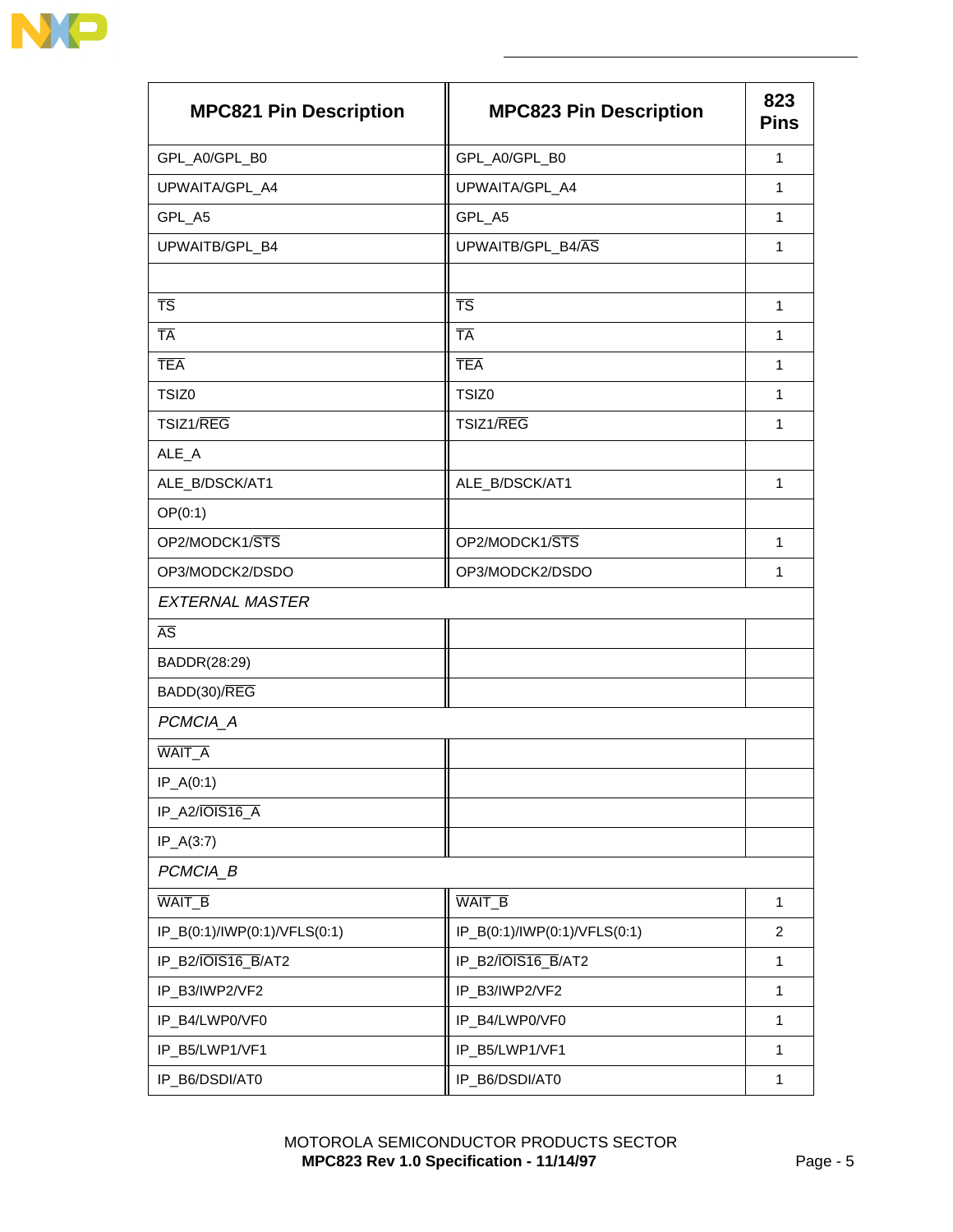| MPC821 Pin Description | MPC823 Pin Description | 823 Pins |
|---|---|---|
| GPL_A0/GPL_B0 | GPL_A0/GPL_B0 | 1 |
| UPWAITA/GPL_A4 | UPWAITA/GPL_A4 | 1 |
| GPL_A5 | GPL_A5 | 1 |
| UPWAITB/GPL_B4 | UPWAITB/GPL_B4/$\overline{AS}$ | 1 |
| | | |
| $\overline{TS}$ | $\overline{TS}$ | 1 |
| $\overline{TA}$ | $\overline{TA}$ | 1 |
| $\overline{TEA}$ | $\overline{TEA}$ | 1 |
| TSIZ0 | TSIZ0 | 1 |
| TSIZ1/$\overline{REG}$ | TSIZ1/$\overline{REG}$ | 1 |
| ALE_A | | |
| ALE_B/DSCK/AT1 | ALE_B/DSCK/AT1 | 1 |
| OP(0:1) | | |
| OP2/MODCK1/$\overline{STS}$ | OP2/MODCK1/$\overline{STS}$ | 1 |
| OP3/MODCK2/DSDO | OP3/MODCK2/DSDO | 1 |
| *EXTERNAL MASTER* | | |
| $\overline{AS}$ | | |
| BADDR(28:29) | | |
| BADD(30)/$\overline{REG}$ | | |
| *PCMCIA_A* | | |
| $\overline{WAIT\_A}$ | | |
| IP_A(0:1) | | |
| IP_A2/$\overline{IOIS16\_A}$ | | |
| IP_A(3:7) | | |
| *PCMCIA_B* | | |
| $\overline{WAIT\_B}$ | $\overline{WAIT\_B}$ | 1 |
| IP_B(0:1)/IWP(0:1)/VFLS(0:1) | IP_B(0:1)/IWP(0:1)/VFLS(0:1) | 2 |
| IP_B2/$\overline{IOIS16\_B}$/AT2 | IP_B2/$\overline{IOIS16\_B}$/AT2 | 1 |
| IP_B3/IWP2/VF2 | IP_B3/IWP2/VF2 | 1 |
| IP_B4/LWP0/VF0 | IP_B4/LWP0/VF0 | 1 |
| IP_B5/LWP1/VF1 | IP_B5/LWP1/VF1 | 1 |
| IP_B6/DSDI/AT0 | IP_B6/DSDI/AT0 | 1 |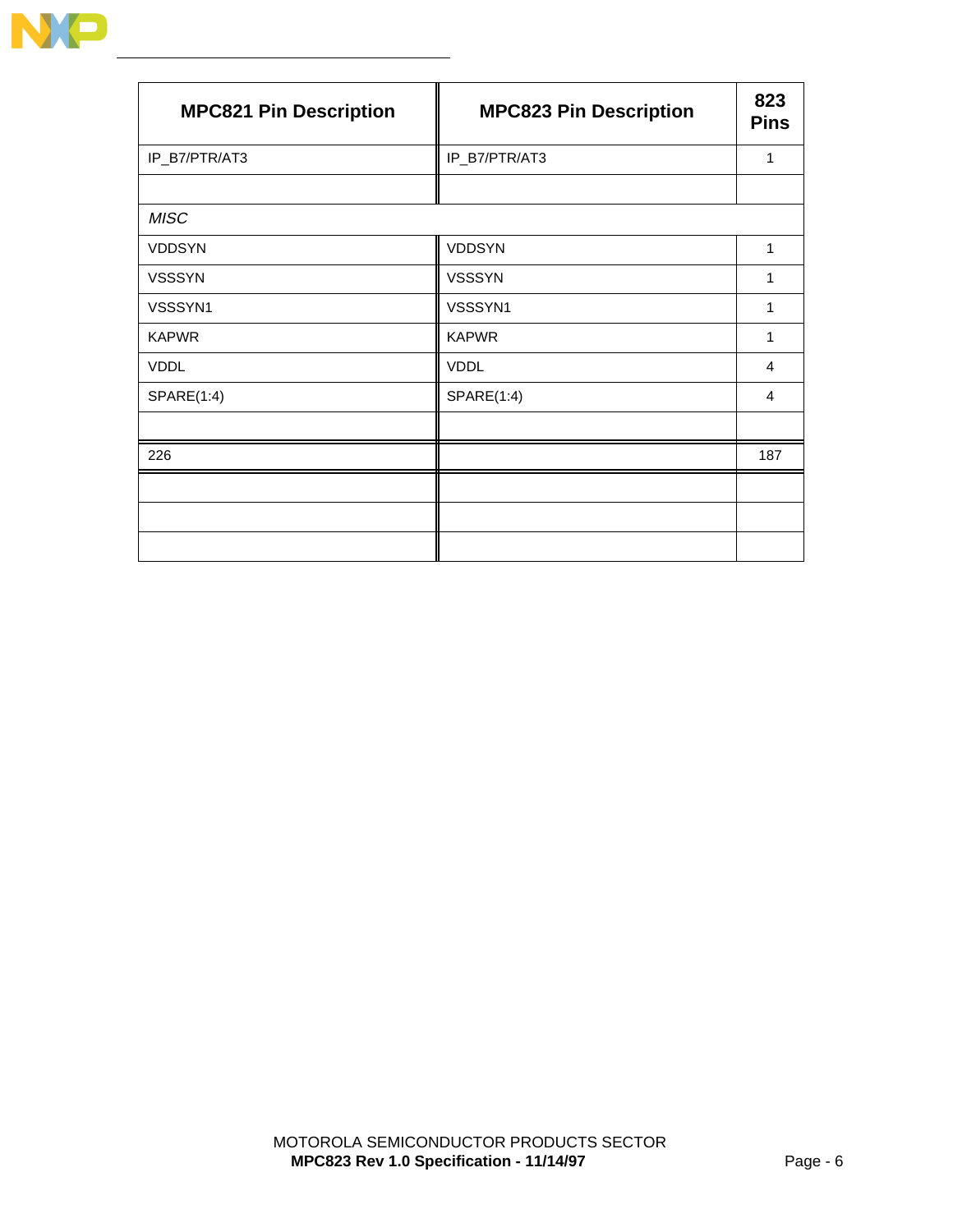| MPC821 Pin Description | MPC823 Pin Description | 823 Pins |
|---|---|---|
| IP_B7/PTR/AT3 | IP_B7/PTR/AT3 | 1 |
| | | |
| *MISC* | | |
| VDDSYN | VDDSYN | 1 |
| VSSSYN | VSSSYN | 1 |
| VSSSYN1 | VSSSYN1 | 1 |
| KAPWR | KAPWR | 1 |
| VDDL | VDDL | 4 |
| SPARE(1:4) | SPARE(1:4) | 4 |
| | | |
| 226 | | 187 |
| | | |
| | | |
| | | |